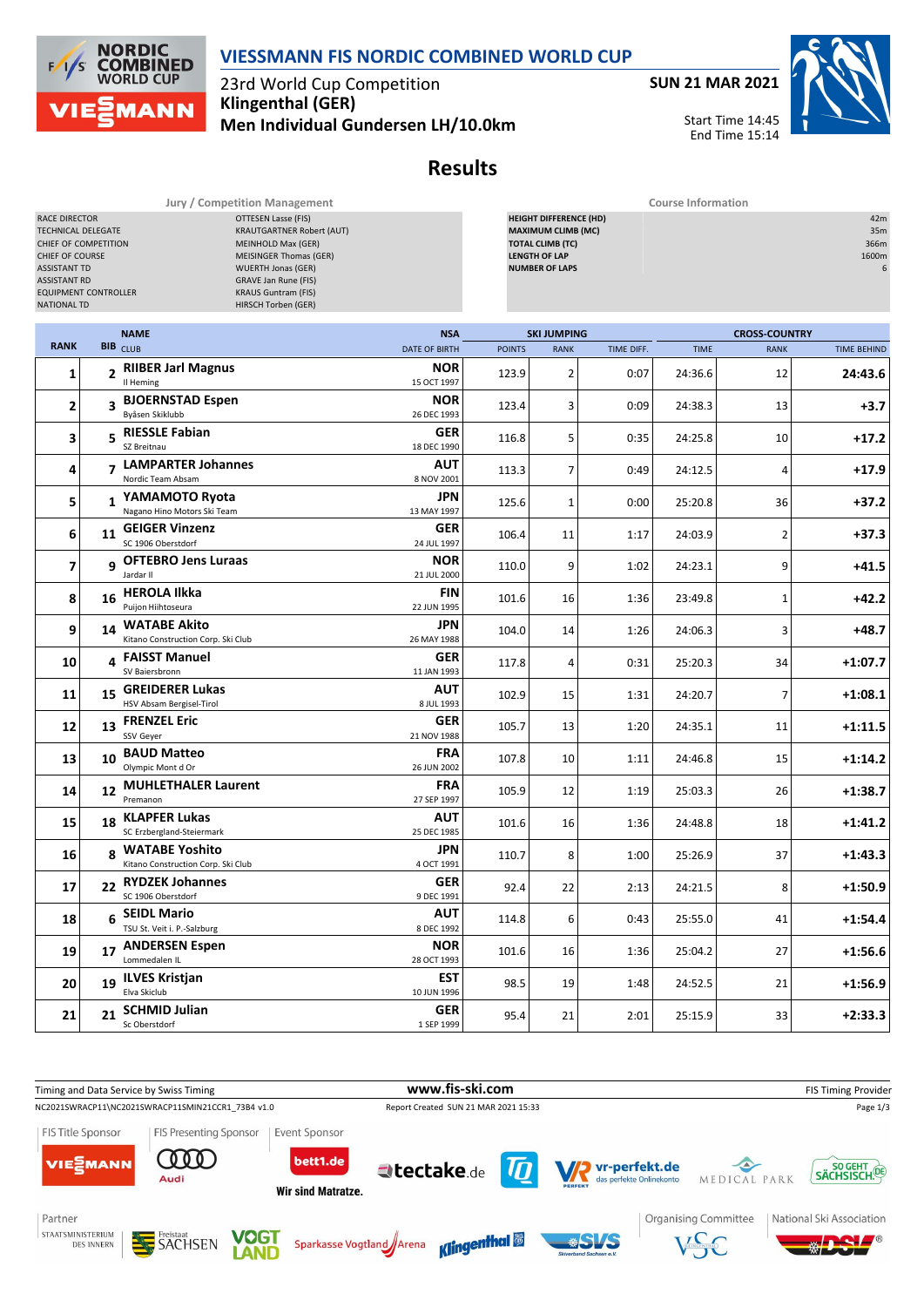# VIESSMANN FIS NORDIC COMBINED WORLD CUP

23rd World Cup Competition
**Klingenthal (GER)**
**Men Individual Gundersen LH/10.0km**

**SUN 21 MAR 2021**

Start Time 14:45
End Time 15:14

## Results

| Jury / Competition Management | |
|---|---|
| RACE DIRECTOR | OTTESEN Lasse (FIS) |
| TECHNICAL DELEGATE | KRAUTGARTNER Robert (AUT) |
| CHIEF OF COMPETITION | MEINHOLD Max (GER) |
| CHIEF OF COURSE | MEISINGER Thomas (GER) |
| ASSISTANT TD | WUERTH Jonas (GER) |
| ASSISTANT RD | GRAVE Jan Rune (FIS) |
| EQUIPMENT CONTROLLER | KRAUS Guntram (FIS) |
| NATIONAL TD | HIRSCH Torben (GER) |

| Course Information | |
|---|---|
| HEIGHT DIFFERENCE (HD) | 42m |
| MAXIMUM CLIMB (MC) | 35m |
| TOTAL CLIMB (TC) | 366m |
| LENGTH OF LAP | 1600m |
| NUMBER OF LAPS | 6 |

| RANK | BIB | NAME / CLUB | NSA / DATE OF BIRTH | SKI JUMPING POINTS | SKI JUMPING RANK | SKI JUMPING TIME DIFF. | CROSS-COUNTRY TIME | CROSS-COUNTRY RANK | TIME BEHIND |
|---|---|---|---|---|---|---|---|---|---|
| 1 | 2 | **RIIBER Jarl Magnus** Il Heming | NOR 15 OCT 1997 | 123.9 | 2 | 0:07 | 24:36.6 | 12 | **24:43.6** |
| 2 | 3 | **BJOERNSTAD Espen** Byåsen Skiklubb | NOR 26 DEC 1993 | 123.4 | 3 | 0:09 | 24:38.3 | 13 | **+3.7** |
| 3 | 5 | **RIESSLE Fabian** SZ Breitnau | GER 18 DEC 1990 | 116.8 | 5 | 0:35 | 24:25.8 | 10 | **+17.2** |
| 4 | 7 | **LAMPARTER Johannes** Nordic Team Absam | AUT 8 NOV 2001 | 113.3 | 7 | 0:49 | 24:12.5 | 4 | **+17.9** |
| 5 | 1 | **YAMAMOTO Ryota** Nagano Hino Motors Ski Team | JPN 13 MAY 1997 | 125.6 | 1 | 0:00 | 25:20.8 | 36 | **+37.2** |
| 6 | 11 | **GEIGER Vinzenz** SC 1906 Oberstdorf | GER 24 JUL 1997 | 106.4 | 11 | 1:17 | 24:03.9 | 2 | **+37.3** |
| 7 | 9 | **OFTEBRO Jens Luraas** Jardar Il | NOR 21 JUL 2000 | 110.0 | 9 | 1:02 | 24:23.1 | 9 | **+41.5** |
| 8 | 16 | **HEROLA Ilkka** Puijon Hiihtoseura | FIN 22 JUN 1995 | 101.6 | 16 | 1:36 | 23:49.8 | 1 | **+42.2** |
| 9 | 14 | **WATABE Akito** Kitano Construction Corp. Ski Club | JPN 26 MAY 1988 | 104.0 | 14 | 1:26 | 24:06.3 | 3 | **+48.7** |
| 10 | 4 | **FAISST Manuel** SV Baiersbronn | GER 11 JAN 1993 | 117.8 | 4 | 0:31 | 25:20.3 | 34 | **+1:07.7** |
| 11 | 15 | **GREIDERER Lukas** HSV Absam Bergisel-Tirol | AUT 8 JUL 1993 | 102.9 | 15 | 1:31 | 24:20.7 | 7 | **+1:08.1** |
| 12 | 13 | **FRENZEL Eric** SSV Geyer | GER 21 NOV 1988 | 105.7 | 13 | 1:20 | 24:35.1 | 11 | **+1:11.5** |
| 13 | 10 | **BAUD Matteo** Olympic Mont d Or | FRA 26 JUN 2002 | 107.8 | 10 | 1:11 | 24:46.8 | 15 | **+1:14.2** |
| 14 | 12 | **MUHLETHALER Laurent** Premanon | FRA 27 SEP 1997 | 105.9 | 12 | 1:19 | 25:03.3 | 26 | **+1:38.7** |
| 15 | 18 | **KLAPFER Lukas** SC Erzbergland-Steiermark | AUT 25 DEC 1985 | 101.6 | 16 | 1:36 | 24:48.8 | 18 | **+1:41.2** |
| 16 | 8 | **WATABE Yoshito** Kitano Construction Corp. Ski Club | JPN 4 OCT 1991 | 110.7 | 8 | 1:00 | 25:26.9 | 37 | **+1:43.3** |
| 17 | 22 | **RYDZEK Johannes** SC 1906 Oberstdorf | GER 9 DEC 1991 | 92.4 | 22 | 2:13 | 24:21.5 | 8 | **+1:50.9** |
| 18 | 6 | **SEIDL Mario** TSU St. Veit i. P.-Salzburg | AUT 8 DEC 1992 | 114.8 | 6 | 0:43 | 25:55.0 | 41 | **+1:54.4** |
| 19 | 17 | **ANDERSEN Espen** Lommedalen IL | NOR 28 OCT 1993 | 101.6 | 16 | 1:36 | 25:04.2 | 27 | **+1:56.6** |
| 20 | 19 | **ILVES Kristjan** Elva Skiclub | EST 10 JUN 1996 | 98.5 | 19 | 1:48 | 24:52.5 | 21 | **+1:56.9** |
| 21 | 21 | **SCHMID Julian** Sc Oberstdorf | GER 1 SEP 1999 | 95.4 | 21 | 2:01 | 25:15.9 | 33 | **+2:33.3** |

Timing and Data Service by Swiss Timing — www.fis-ski.com — FIS Timing Provider

NC2021SWRACP11\NC2021SWRACP11SMIN21CCR1_73B4 v1.0 — Report Created SUN 21 MAR 2021 15:33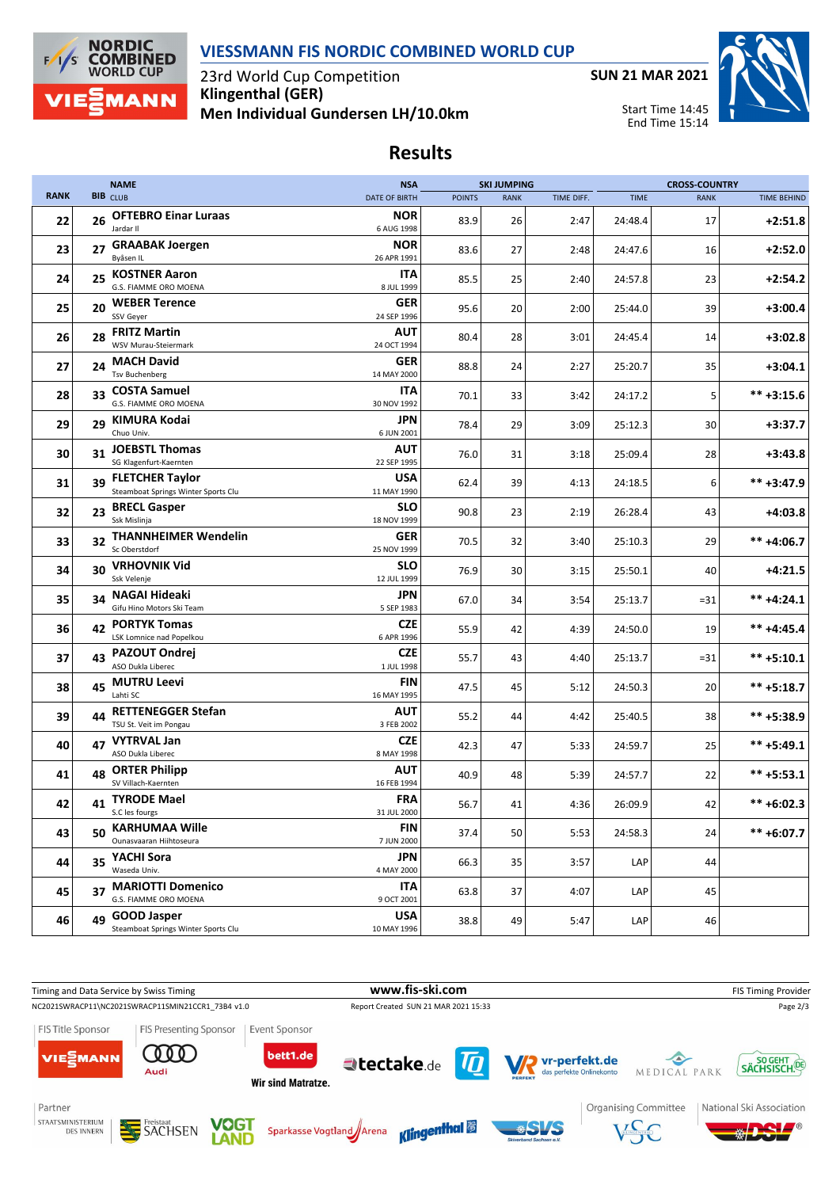# VIESSMANN FIS NORDIC COMBINED WORLD CUP

23rd World Cup Competition
**Klingenthal (GER)**
**Men Individual Gundersen LH/10.0km**

**SUN 21 MAR 2021**

Start Time 14:45
End Time 15:14

## Results

| RANK | BIB | NAME / CLUB | NSA / DATE OF BIRTH | SKI JUMPING POINTS | SKI JUMPING RANK | SKI JUMPING TIME DIFF. | CROSS-COUNTRY TIME | CROSS-COUNTRY RANK | CROSS-COUNTRY TIME BEHIND |
|---|---|---|---|---|---|---|---|---|---|
| 22 | 26 | **OFTEBRO Einar Luraas** Jardar Il | **NOR** 6 AUG 1998 | 83.9 | 26 | 2:47 | 24:48.4 | 17 | **+2:51.8** |
| 23 | 27 | **GRAABAK Joergen** Byåsen IL | **NOR** 26 APR 1991 | 83.6 | 27 | 2:48 | 24:47.6 | 16 | **+2:52.0** |
| 24 | 25 | **KOSTNER Aaron** G.S. FIAMME ORO MOENA | **ITA** 8 JUL 1999 | 85.5 | 25 | 2:40 | 24:57.8 | 23 | **+2:54.2** |
| 25 | 20 | **WEBER Terence** SSV Geyer | **GER** 24 SEP 1996 | 95.6 | 20 | 2:00 | 25:44.0 | 39 | **+3:00.4** |
| 26 | 28 | **FRITZ Martin** WSV Murau-Steiermark | **AUT** 24 OCT 1994 | 80.4 | 28 | 3:01 | 24:45.4 | 14 | **+3:02.8** |
| 27 | 24 | **MACH David** Tsv Buchenberg | **GER** 14 MAY 2000 | 88.8 | 24 | 2:27 | 25:20.7 | 35 | **+3:04.1** |
| 28 | 33 | **COSTA Samuel** G.S. FIAMME ORO MOENA | **ITA** 30 NOV 1992 | 70.1 | 33 | 3:42 | 24:17.2 | 5 | **\*\* +3:15.6** |
| 29 | 29 | **KIMURA Kodai** Chuo Univ. | **JPN** 6 JUN 2001 | 78.4 | 29 | 3:09 | 25:12.3 | 30 | **+3:37.7** |
| 30 | 31 | **JOEBSTL Thomas** SG Klagenfurt-Kaernten | **AUT** 22 SEP 1995 | 76.0 | 31 | 3:18 | 25:09.4 | 28 | **+3:43.8** |
| 31 | 39 | **FLETCHER Taylor** Steamboat Springs Winter Sports Clu | **USA** 11 MAY 1990 | 62.4 | 39 | 4:13 | 24:18.5 | 6 | **\*\* +3:47.9** |
| 32 | 23 | **BRECL Gasper** Ssk Mislinja | **SLO** 18 NOV 1999 | 90.8 | 23 | 2:19 | 26:28.4 | 43 | **+4:03.8** |
| 33 | 32 | **THANNHEIMER Wendelin** Sc Oberstdorf | **GER** 25 NOV 1999 | 70.5 | 32 | 3:40 | 25:10.3 | 29 | **\*\* +4:06.7** |
| 34 | 30 | **VRHOVNIK Vid** Ssk Velenje | **SLO** 12 JUL 1999 | 76.9 | 30 | 3:15 | 25:50.1 | 40 | **+4:21.5** |
| 35 | 34 | **NAGAI Hideaki** Gifu Hino Motors Ski Team | **JPN** 5 SEP 1983 | 67.0 | 34 | 3:54 | 25:13.7 | =31 | **\*\* +4:24.1** |
| 36 | 42 | **PORTYK Tomas** LSK Lomnice nad Popelkou | **CZE** 6 APR 1996 | 55.9 | 42 | 4:39 | 24:50.0 | 19 | **\*\* +4:45.4** |
| 37 | 43 | **PAZOUT Ondrej** ASO Dukla Liberec | **CZE** 1 JUL 1998 | 55.7 | 43 | 4:40 | 25:13.7 | =31 | **\*\* +5:10.1** |
| 38 | 45 | **MUTRU Leevi** Lahti SC | **FIN** 16 MAY 1995 | 47.5 | 45 | 5:12 | 24:50.3 | 20 | **\*\* +5:18.7** |
| 39 | 44 | **RETTENEGGER Stefan** TSU St. Veit im Pongau | **AUT** 3 FEB 2002 | 55.2 | 44 | 4:42 | 25:40.5 | 38 | **\*\* +5:38.9** |
| 40 | 47 | **VYTRVAL Jan** ASO Dukla Liberec | **CZE** 8 MAY 1998 | 42.3 | 47 | 5:33 | 24:59.7 | 25 | **\*\* +5:49.1** |
| 41 | 48 | **ORTER Philipp** SV Villach-Kaernten | **AUT** 16 FEB 1994 | 40.9 | 48 | 5:39 | 24:57.7 | 22 | **\*\* +5:53.1** |
| 42 | 41 | **TYRODE Mael** S.C les fourgs | **FRA** 31 JUL 2000 | 56.7 | 41 | 4:36 | 26:09.9 | 42 | **\*\* +6:02.3** |
| 43 | 50 | **KARHUMAA Wille** Ounasvaaran Hiihtoseura | **FIN** 7 JUN 2000 | 37.4 | 50 | 5:53 | 24:58.3 | 24 | **\*\* +6:07.7** |
| 44 | 35 | **YACHI Sora** Waseda Univ. | **JPN** 4 MAY 2000 | 66.3 | 35 | 3:57 | LAP | 44 | |
| 45 | 37 | **MARIOTTI Domenico** G.S. FIAMME ORO MOENA | **ITA** 9 OCT 2001 | 63.8 | 37 | 4:07 | LAP | 45 | |
| 46 | 49 | **GOOD Jasper** Steamboat Springs Winter Sports Clu | **USA** 10 MAY 1996 | 38.8 | 49 | 5:47 | LAP | 46 | |

Timing and Data Service by Swiss Timing — www.fis-ski.com — FIS Timing Provider

NC2021SWRACP11\NC2021SWRACP11SMIN21CCR1_73B4 v1.0 — Report Created SUN 21 MAR 2021 15:33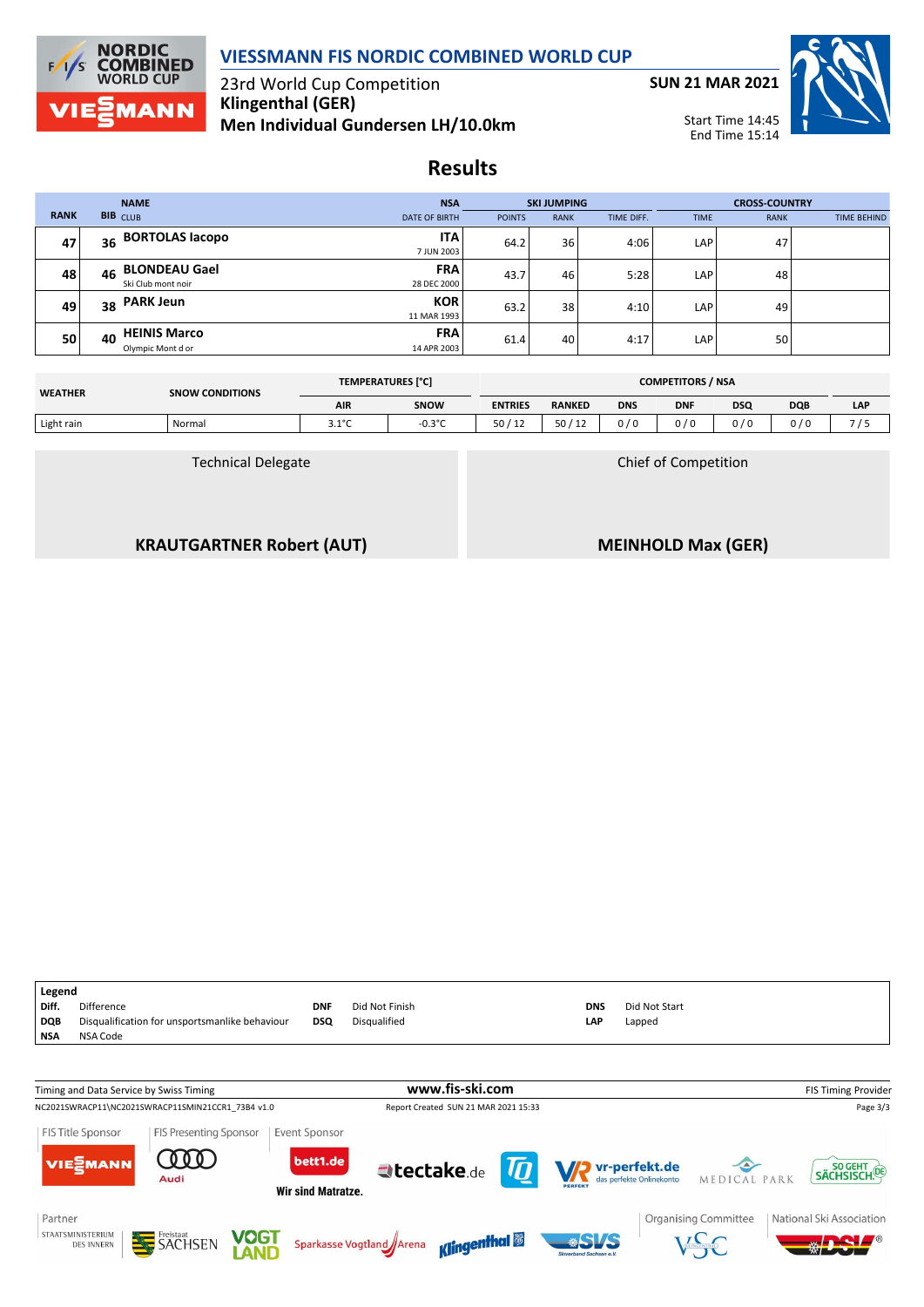# VIESSMANN FIS NORDIC COMBINED WORLD CUP

23rd World Cup Competition
**Klingenthal (GER)**
**Men Individual Gundersen LH/10.0km**

**SUN 21 MAR 2021**
Start Time 14:45
End Time 15:14

## Results

| RANK | BIB | NAME / CLUB | NSA / DATE OF BIRTH | SKI JUMPING POINTS | SKI JUMPING RANK | SKI JUMPING TIME DIFF. | CROSS-COUNTRY TIME | CROSS-COUNTRY RANK | CROSS-COUNTRY TIME BEHIND |
|---|---|---|---|---|---|---|---|---|---|
| 47 | 36 | **BORTOLAS Iacopo** | **ITA** 7 JUN 2003 | 64.2 | 36 | 4:06 | LAP | 47 | |
| 48 | 46 | **BLONDEAU Gael** Ski Club mont noir | **FRA** 28 DEC 2000 | 43.7 | 46 | 5:28 | LAP | 48 | |
| 49 | 38 | **PARK Jeun** | **KOR** 11 MAR 1993 | 63.2 | 38 | 4:10 | LAP | 49 | |
| 50 | 40 | **HEINIS Marco** Olympic Mont d or | **FRA** 14 APR 2003 | 61.4 | 40 | 4:17 | LAP | 50 | |

| WEATHER | SNOW CONDITIONS | TEMPERATURES [°C] | | COMPETITORS / NSA | | | | | | |
|---|---|---|---|---|---|---|---|---|---|---|
| | | AIR | SNOW | ENTRIES | RANKED | DNS | DNF | DSQ | DQB | LAP |
| Light rain | Normal | 3.1°C | -0.3°C | 50 / 12 | 50 / 12 | 0 / 0 | 0 / 0 | 0 / 0 | 0 / 0 | 7 / 5 |

| Technical Delegate | Chief of Competition |
|---|---|
| **KRAUTGARTNER Robert (AUT)** | **MEINHOLD Max (GER)** |

**Legend**

| | | | | | |
|---|---|---|---|---|---|
| **Diff.** | Difference | **DNF** | Did Not Finish | **DNS** | Did Not Start |
| **DQB** | Disqualification for unsportsmanlike behaviour | **DSQ** | Disqualified | **LAP** | Lapped |
| **NSA** | NSA Code | | | | |

Timing and Data Service by Swiss Timing — www.fis-ski.com — FIS Timing Provider

NC2021SWRACP11\NC2021SWRACP11SMIN21CCR1_73B4 v1.0 — Report Created SUN 21 MAR 2021 15:33

FIS Title Sponsor: VIESSMANN | FIS Presenting Sponsor: Audi | Event Sponsor: bett1.de Wir sind Matratze. | tectake.de | vr-perfekt.de das perfekte Onlinekonto | MEDICAL PARK | SO GEHT SÄCHSISCH.

Partner: STAATSMINISTERIUM DES INNERN | Freistaat SACHSEN | VOGTLAND | Sparkasse Vogtland Arena | Klingenthal | SVS Skiverband Sachsen e.V. | Organising Committee: VSC | National Ski Association: DSV